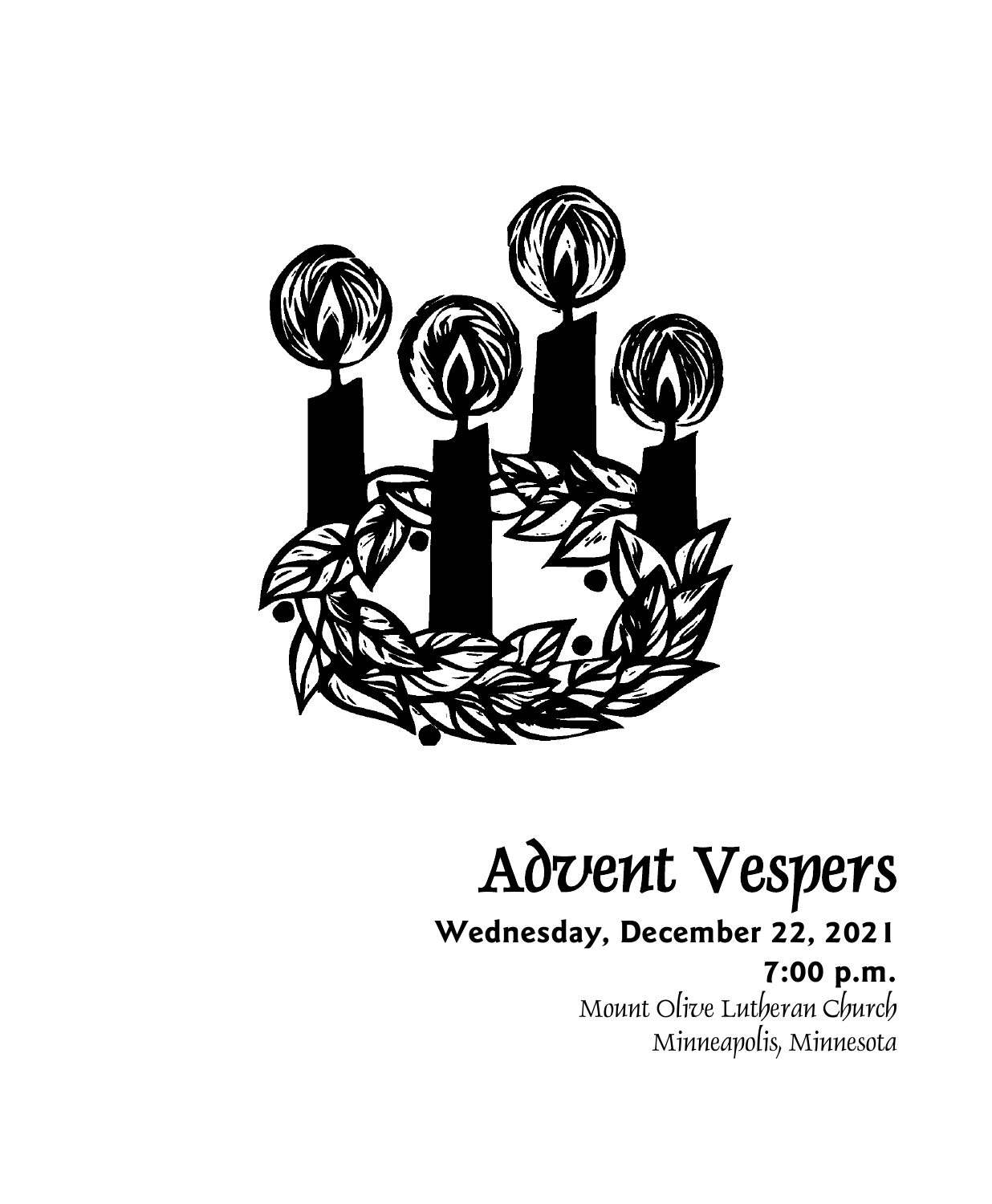# Advent Vespers

**Wednesday, December 22, 2021**

**7:00 p.m.**

*Mount Olive Lutheran Church*

*Minneapolis, Minnesota*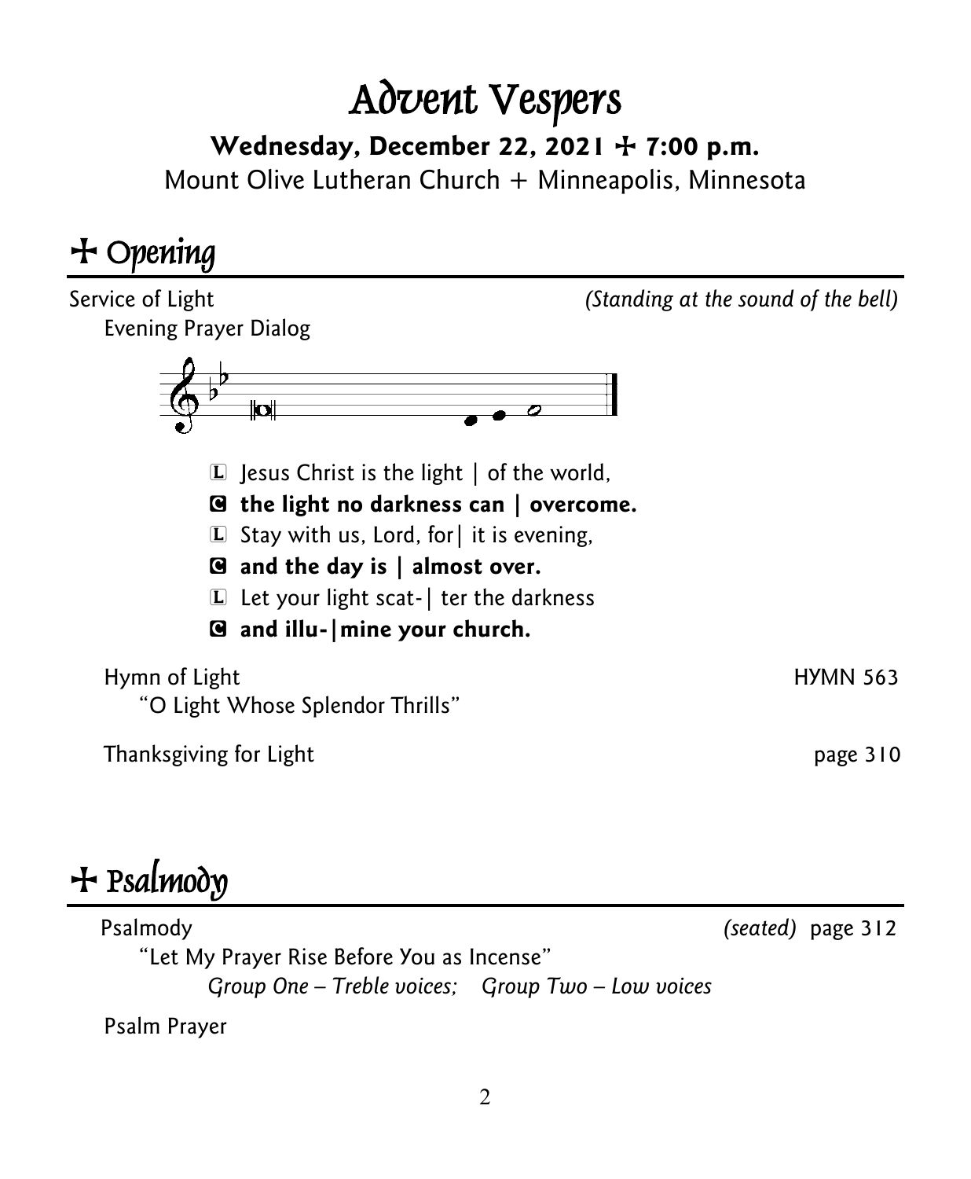# Advent Vespers

**Wednesday, December 22, 2021 ☩ 7:00 p.m.**

Mount Olive Lutheran Church + Minneapolis, Minnesota

## ☩ Opening

Service of Light *(Standing at the sound of the bell)*

Evening Prayer Dialog

L Jesus Christ is the light | of the world,

**C the light no darkness can | overcome.**

L Stay with us, Lord, for| it is evening,

**C and the day is | almost over.**

L Let your light scat-| ter the darkness

**C and illu-|mine your church.**

Hymn of Light HYMN 563

"O Light Whose Splendor Thrills"

Thanksgiving for Light page 310

## ☩ Psalmody

Psalmody *(seated)* page 312

"Let My Prayer Rise Before You as Incense"

*Group One – Treble voices; Group Two – Low voices*

Psalm Prayer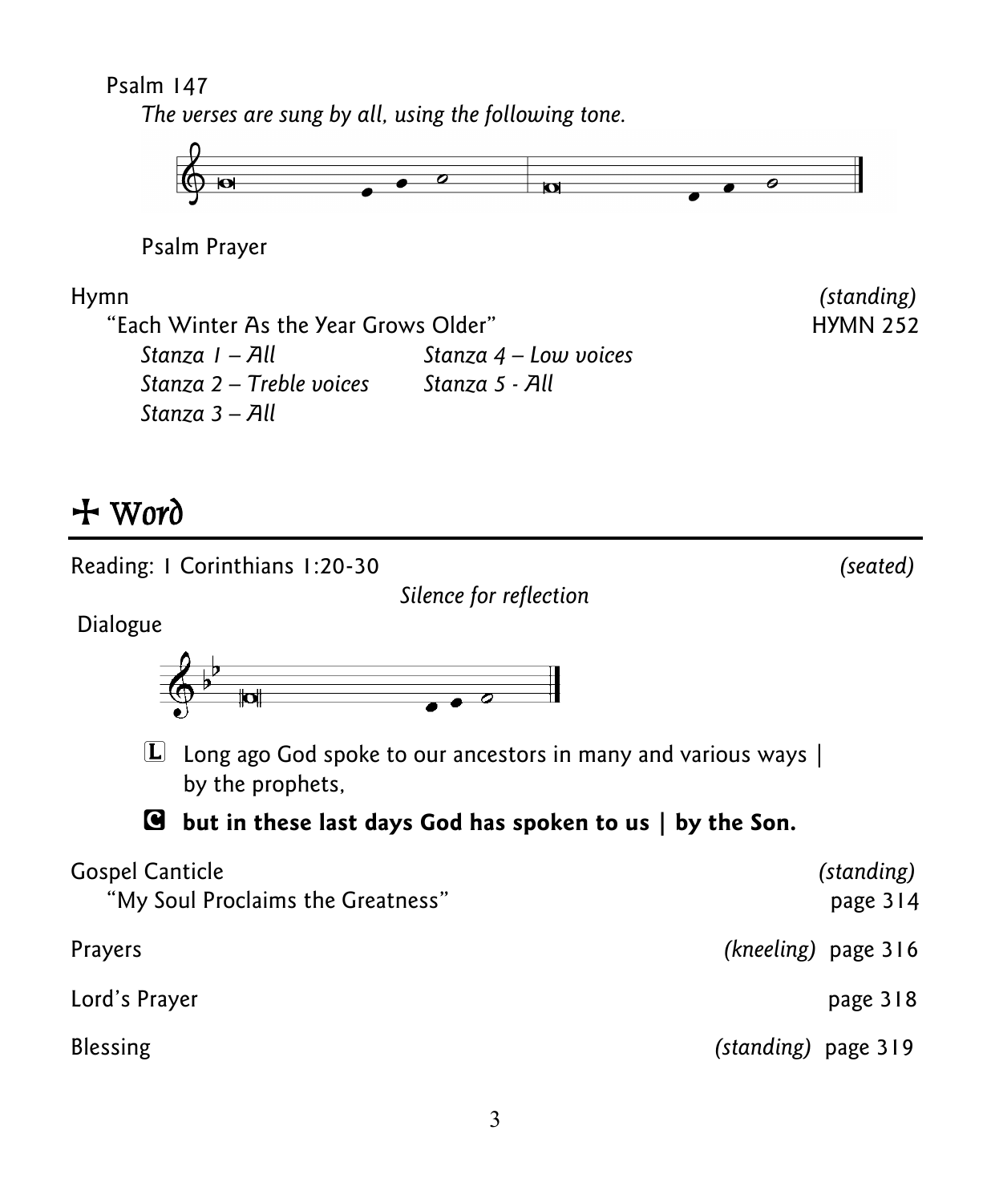Psalm 147

*The verses are sung by all, using the following tone.*

Psalm Prayer

Hymn *(standing)*

"Each Winter As the Year Grows Older" HYMN 252

*Stanza 1 – All*
*Stanza 2 – Treble voices*
*Stanza 3 – All*
*Stanza 4 – Low voices*
*Stanza 5 - All*

# ☩ Word

Reading: 1 Corinthians 1:20-30 *(seated)*

*Silence for reflection*

Dialogue

L Long ago God spoke to our ancestors in many and various ways | by the prophets,

**C but in these last days God has spoken to us | by the Son.**

Gospel Canticle *(standing)*

"My Soul Proclaims the Greatness" page 314

Prayers *(kneeling)* page 316

Lord's Prayer page 318

Blessing *(standing)* page 319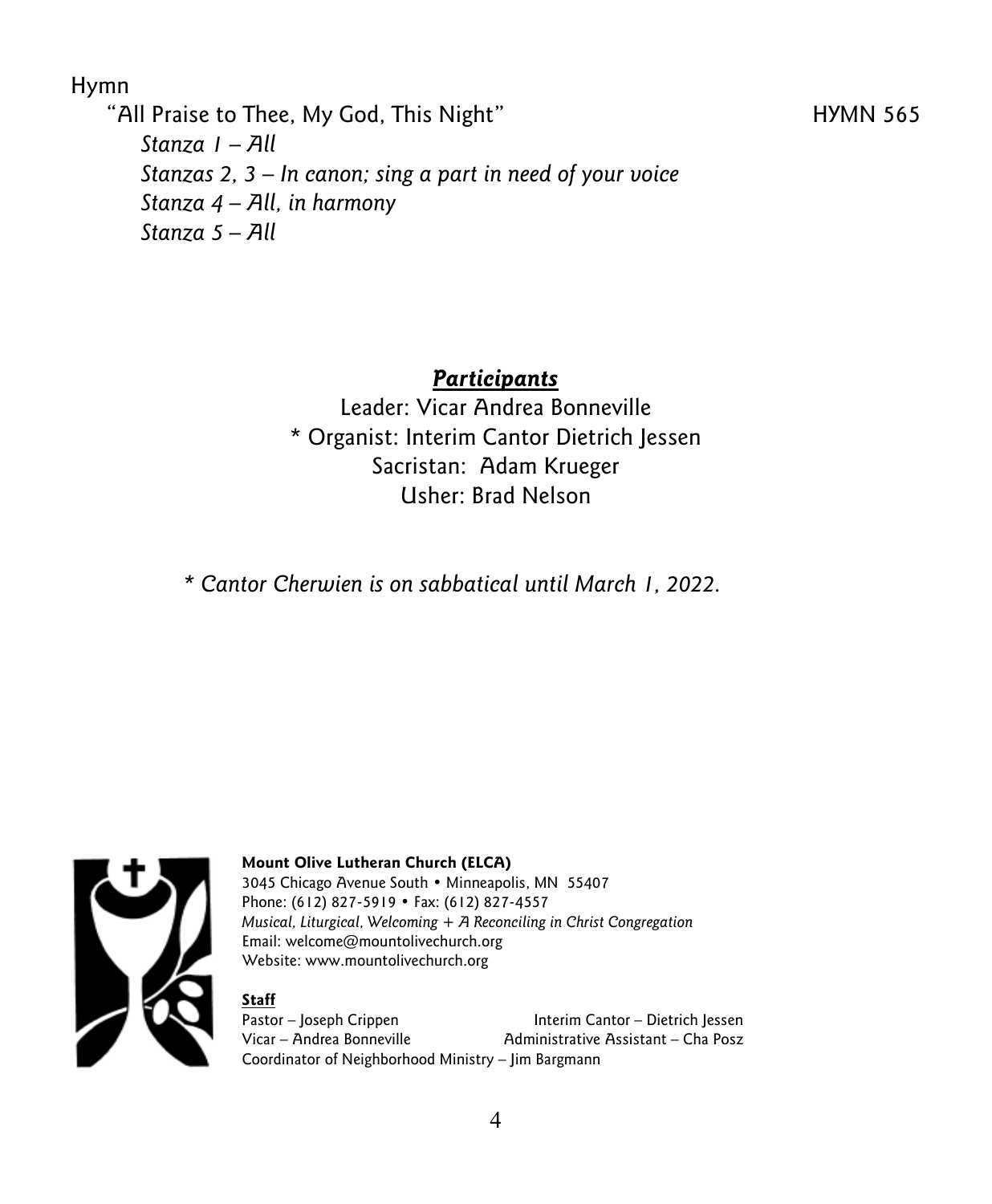Hymn

"All Praise to Thee, My God, This Night" HYMN 565

*Stanza 1 – All*
*Stanzas 2, 3 – In canon; sing a part in need of your voice*
*Stanza 4 – All, in harmony*
*Stanza 5 – All*

## ***Participants***

Leader: Vicar Andrea Bonneville
\* Organist: Interim Cantor Dietrich Jessen
Sacristan: Adam Krueger
Usher: Brad Nelson

*\* Cantor Cherwien is on sabbatical until March 1, 2022.*

**Mount Olive Lutheran Church (ELCA)**
3045 Chicago Avenue South • Minneapolis, MN 55407
Phone: (612) 827-5919 • Fax: (612) 827-4557
*Musical, Liturgical, Welcoming + A Reconciling in Christ Congregation*
Email: welcome@mountolivechurch.org
Website: www.mountolivechurch.org

**Staff**
Pastor – Joseph Crippen
Interim Cantor – Dietrich Jessen
Vicar – Andrea Bonneville
Administrative Assistant – Cha Posz
Coordinator of Neighborhood Ministry – Jim Bargmann